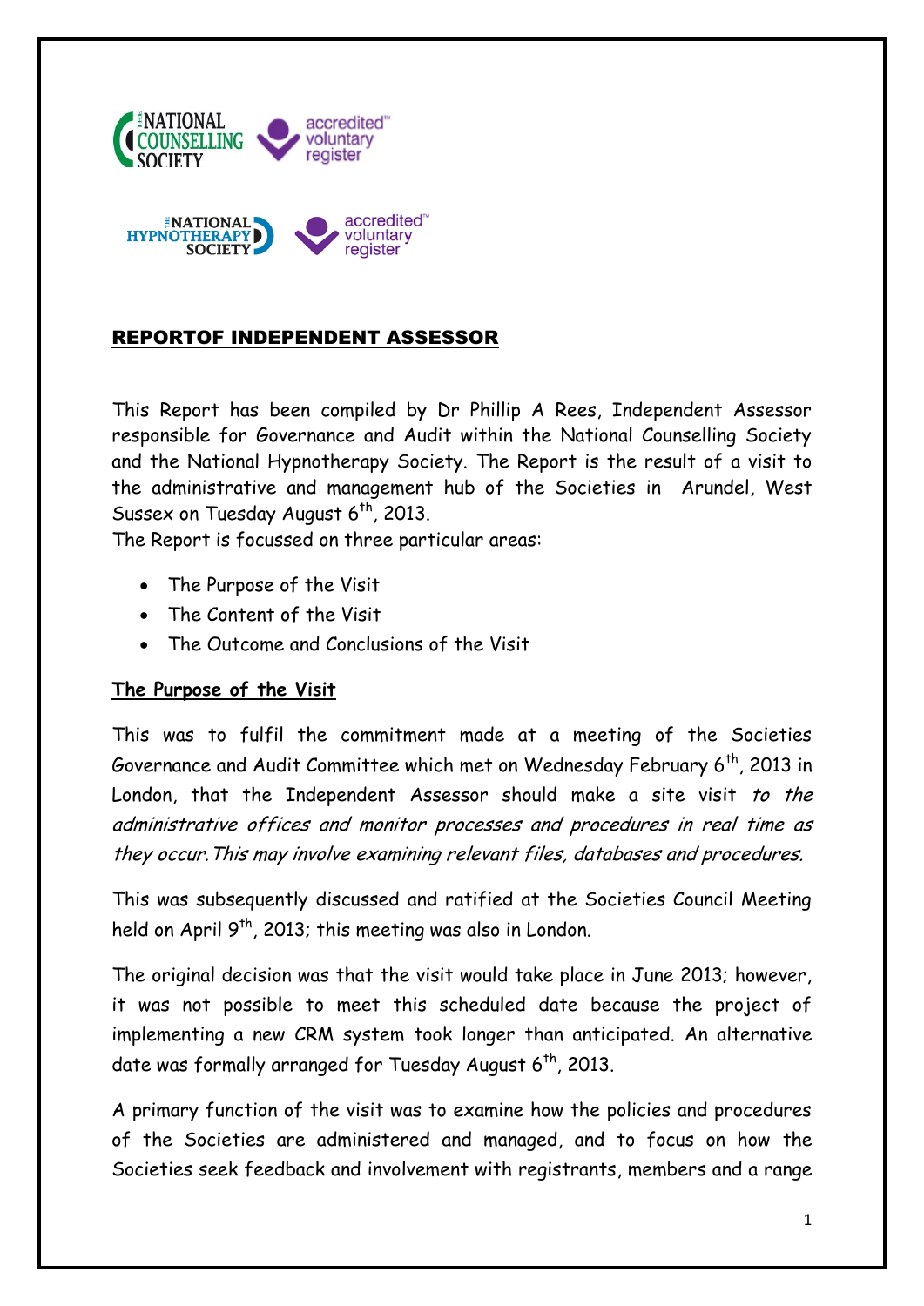THE NATIONAL COUNSELLING SOCIETY — accredited voluntary register

THE NATIONAL HYPNOTHERAPY SOCIETY — accredited voluntary register

## REPORTOF INDEPENDENT ASSESSOR

This Report has been compiled by Dr Phillip A Rees, Independent Assessor responsible for Governance and Audit within the National Counselling Society and the National Hypnotherapy Society. The Report is the result of a visit to the administrative and management hub of the Societies in Arundel, West Sussex on Tuesday August 6th, 2013.

The Report is focussed on three particular areas:

- The Purpose of the Visit
- The Content of the Visit
- The Outcome and Conclusions of the Visit

### The Purpose of the Visit

This was to fulfil the commitment made at a meeting of the Societies Governance and Audit Committee which met on Wednesday February 6th, 2013 in London, that the Independent Assessor should make a site visit *to the administrative offices and monitor processes and procedures in real time as they occur. This may involve examining relevant files, databases and procedures.*

This was subsequently discussed and ratified at the Societies Council Meeting held on April 9th, 2013; this meeting was also in London.

The original decision was that the visit would take place in June 2013; however, it was not possible to meet this scheduled date because the project of implementing a new CRM system took longer than anticipated. An alternative date was formally arranged for Tuesday August 6th, 2013.

A primary function of the visit was to examine how the policies and procedures of the Societies are administered and managed, and to focus on how the Societies seek feedback and involvement with registrants, members and a range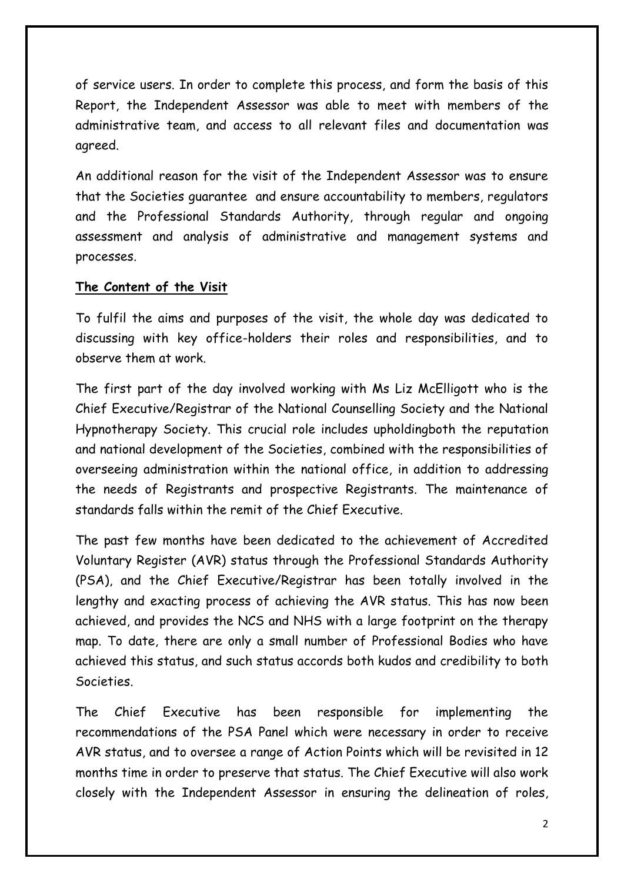of service users. In order to complete this process, and form the basis of this Report, the Independent Assessor was able to meet with members of the administrative team, and access to all relevant files and documentation was agreed.

An additional reason for the visit of the Independent Assessor was to ensure that the Societies guarantee and ensure accountability to members, regulators and the Professional Standards Authority, through regular and ongoing assessment and analysis of administrative and management systems and processes.

**The Content of the Visit**

To fulfil the aims and purposes of the visit, the whole day was dedicated to discussing with key office-holders their roles and responsibilities, and to observe them at work.

The first part of the day involved working with Ms Liz McElligott who is the Chief Executive/Registrar of the National Counselling Society and the National Hypnotherapy Society. This crucial role includes upholdingboth the reputation and national development of the Societies, combined with the responsibilities of overseeing administration within the national office, in addition to addressing the needs of Registrants and prospective Registrants. The maintenance of standards falls within the remit of the Chief Executive.

The past few months have been dedicated to the achievement of Accredited Voluntary Register (AVR) status through the Professional Standards Authority (PSA), and the Chief Executive/Registrar has been totally involved in the lengthy and exacting process of achieving the AVR status. This has now been achieved, and provides the NCS and NHS with a large footprint on the therapy map. To date, there are only a small number of Professional Bodies who have achieved this status, and such status accords both kudos and credibility to both Societies.

The Chief Executive has been responsible for implementing the recommendations of the PSA Panel which were necessary in order to receive AVR status, and to oversee a range of Action Points which will be revisited in 12 months time in order to preserve that status. The Chief Executive will also work closely with the Independent Assessor in ensuring the delineation of roles,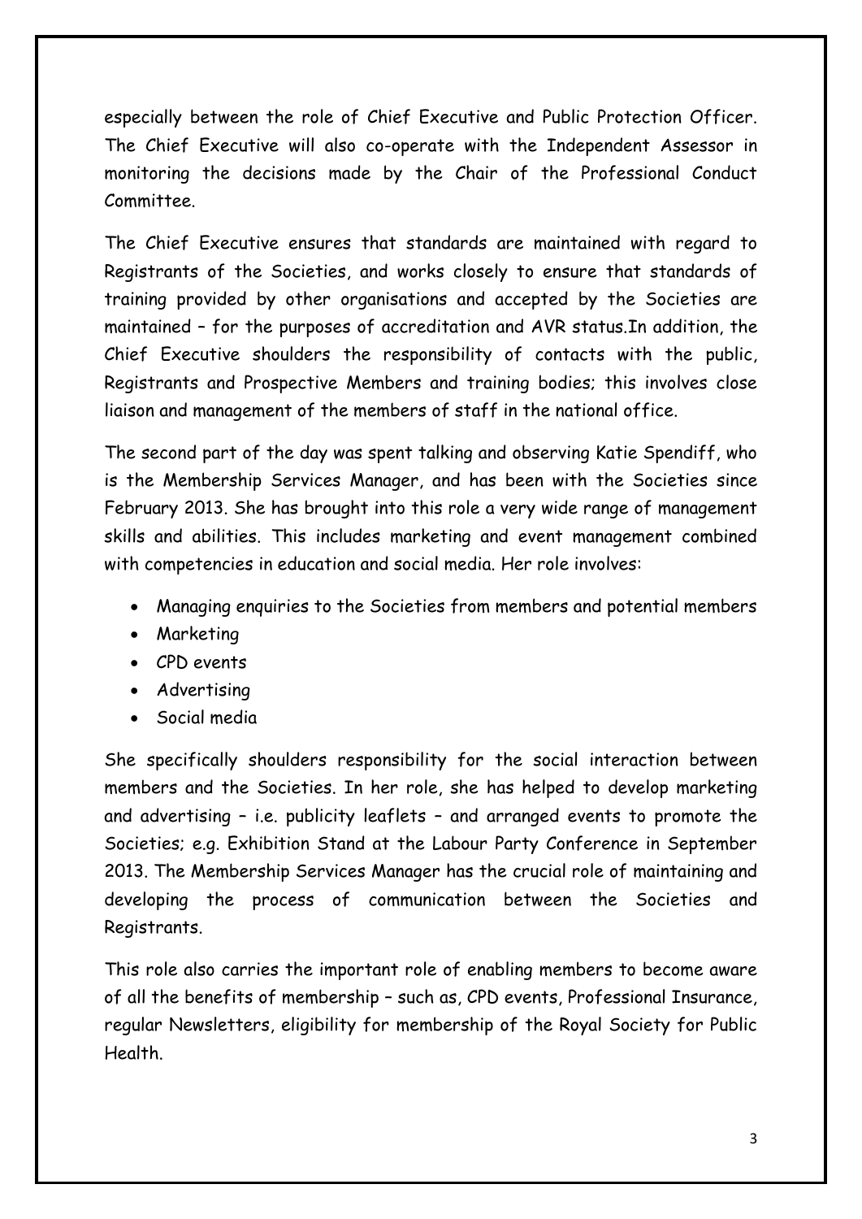especially between the role of Chief Executive and Public Protection Officer. The Chief Executive will also co-operate with the Independent Assessor in monitoring the decisions made by the Chair of the Professional Conduct Committee.

The Chief Executive ensures that standards are maintained with regard to Registrants of the Societies, and works closely to ensure that standards of training provided by other organisations and accepted by the Societies are maintained – for the purposes of accreditation and AVR status.In addition, the Chief Executive shoulders the responsibility of contacts with the public, Registrants and Prospective Members and training bodies; this involves close liaison and management of the members of staff in the national office.

The second part of the day was spent talking and observing Katie Spendiff, who is the Membership Services Manager, and has been with the Societies since February 2013. She has brought into this role a very wide range of management skills and abilities. This includes marketing and event management combined with competencies in education and social media. Her role involves:

- Managing enquiries to the Societies from members and potential members
- Marketing
- CPD events
- Advertising
- Social media

She specifically shoulders responsibility for the social interaction between members and the Societies. In her role, she has helped to develop marketing and advertising – i.e. publicity leaflets – and arranged events to promote the Societies; e.g. Exhibition Stand at the Labour Party Conference in September 2013. The Membership Services Manager has the crucial role of maintaining and developing the process of communication between the Societies and Registrants.

This role also carries the important role of enabling members to become aware of all the benefits of membership – such as, CPD events, Professional Insurance, regular Newsletters, eligibility for membership of the Royal Society for Public Health.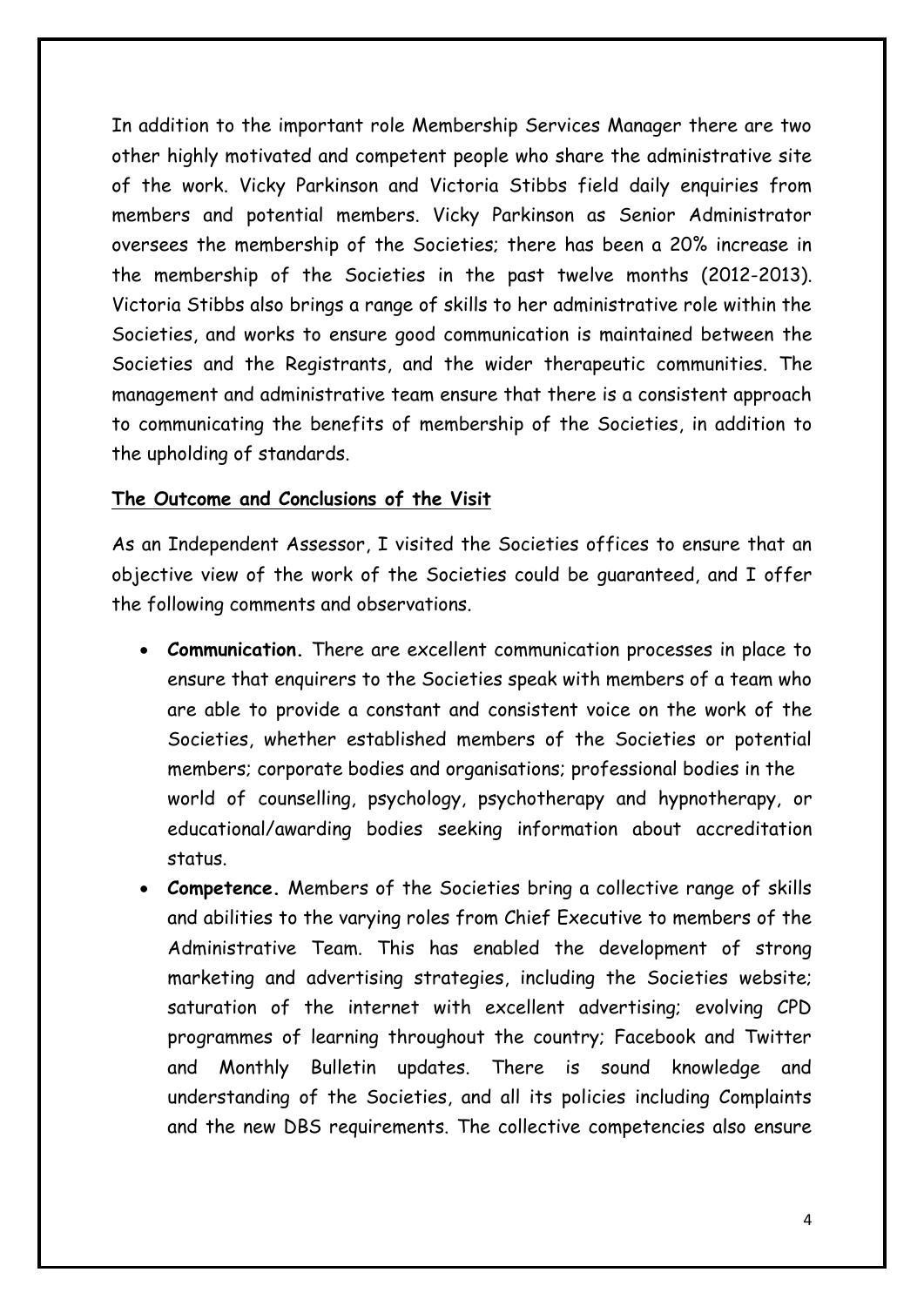In addition to the important role Membership Services Manager there are two other highly motivated and competent people who share the administrative site of the work. Vicky Parkinson and Victoria Stibbs field daily enquiries from members and potential members. Vicky Parkinson as Senior Administrator oversees the membership of the Societies; there has been a 20% increase in the membership of the Societies in the past twelve months (2012-2013). Victoria Stibbs also brings a range of skills to her administrative role within the Societies, and works to ensure good communication is maintained between the Societies and the Registrants, and the wider therapeutic communities. The management and administrative team ensure that there is a consistent approach to communicating the benefits of membership of the Societies, in addition to the upholding of standards.

**The Outcome and Conclusions of the Visit**

As an Independent Assessor, I visited the Societies offices to ensure that an objective view of the work of the Societies could be guaranteed, and I offer the following comments and observations.

- **Communication.** There are excellent communication processes in place to ensure that enquirers to the Societies speak with members of a team who are able to provide a constant and consistent voice on the work of the Societies, whether established members of the Societies or potential members; corporate bodies and organisations; professional bodies in the world of counselling, psychology, psychotherapy and hypnotherapy, or educational/awarding bodies seeking information about accreditation status.
- **Competence.** Members of the Societies bring a collective range of skills and abilities to the varying roles from Chief Executive to members of the Administrative Team. This has enabled the development of strong marketing and advertising strategies, including the Societies website; saturation of the internet with excellent advertising; evolving CPD programmes of learning throughout the country; Facebook and Twitter and Monthly Bulletin updates. There is sound knowledge and understanding of the Societies, and all its policies including Complaints and the new DBS requirements. The collective competencies also ensure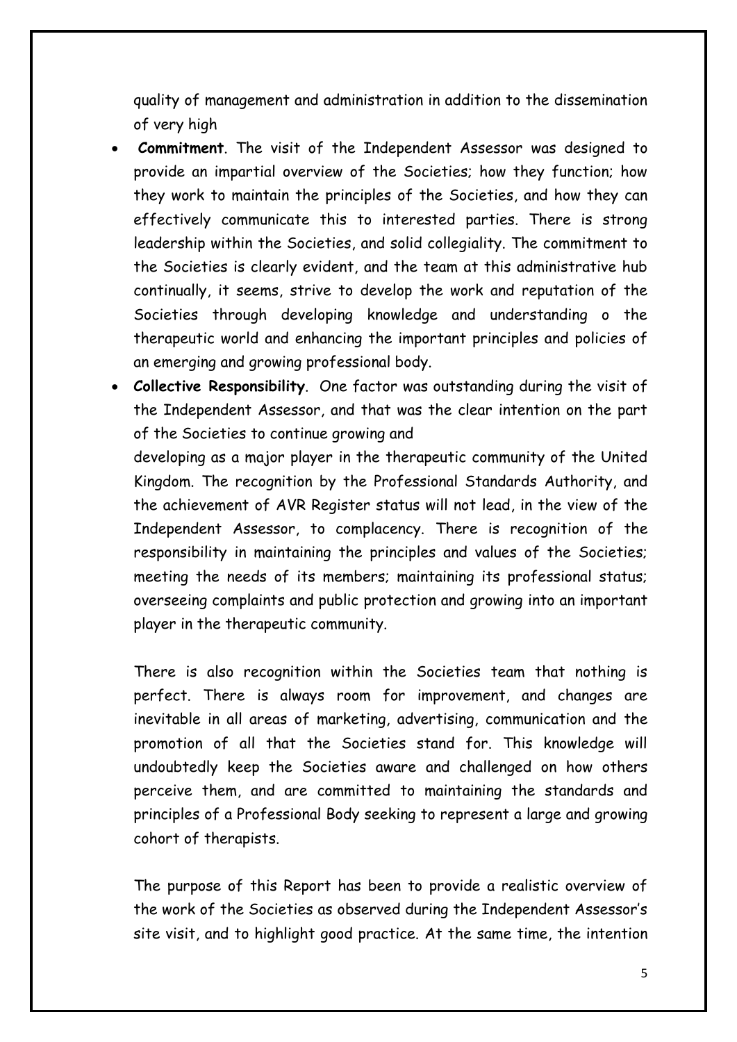quality of management and administration in addition to the dissemination of very high

- **Commitment**. The visit of the Independent Assessor was designed to provide an impartial overview of the Societies; how they function; how they work to maintain the principles of the Societies, and how they can effectively communicate this to interested parties. There is strong leadership within the Societies, and solid collegiality. The commitment to the Societies is clearly evident, and the team at this administrative hub continually, it seems, strive to develop the work and reputation of the Societies through developing knowledge and understanding o the therapeutic world and enhancing the important principles and policies of an emerging and growing professional body.
- **Collective Responsibility**. One factor was outstanding during the visit of the Independent Assessor, and that was the clear intention on the part of the Societies to continue growing and developing as a major player in the therapeutic community of the United Kingdom. The recognition by the Professional Standards Authority, and the achievement of AVR Register status will not lead, in the view of the Independent Assessor, to complacency. There is recognition of the responsibility in maintaining the principles and values of the Societies; meeting the needs of its members; maintaining its professional status; overseeing complaints and public protection and growing into an important player in the therapeutic community.

  There is also recognition within the Societies team that nothing is perfect. There is always room for improvement, and changes are inevitable in all areas of marketing, advertising, communication and the promotion of all that the Societies stand for. This knowledge will undoubtedly keep the Societies aware and challenged on how others perceive them, and are committed to maintaining the standards and principles of a Professional Body seeking to represent a large and growing cohort of therapists.

  The purpose of this Report has been to provide a realistic overview of the work of the Societies as observed during the Independent Assessor's site visit, and to highlight good practice. At the same time, the intention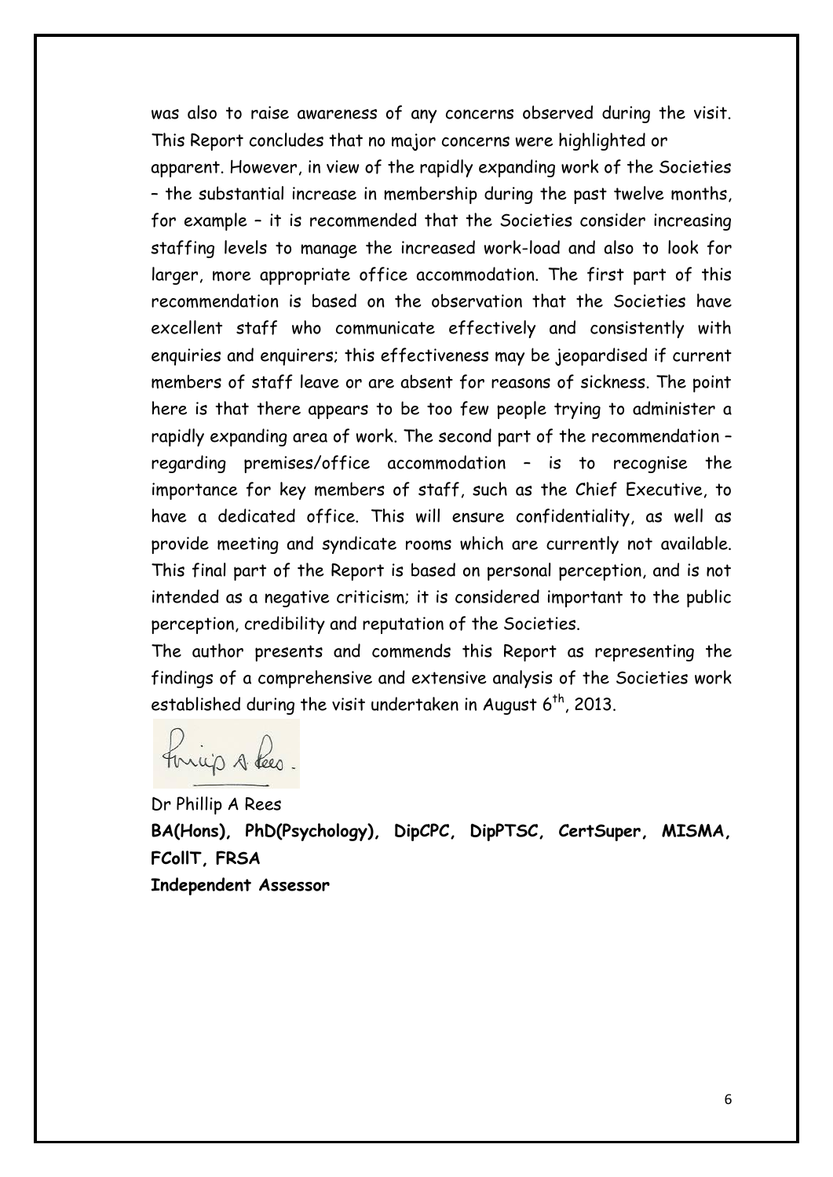was also to raise awareness of any concerns observed during the visit. This Report concludes that no major concerns were highlighted or apparent. However, in view of the rapidly expanding work of the Societies – the substantial increase in membership during the past twelve months, for example – it is recommended that the Societies consider increasing staffing levels to manage the increased work-load and also to look for larger, more appropriate office accommodation. The first part of this recommendation is based on the observation that the Societies have excellent staff who communicate effectively and consistently with enquiries and enquirers; this effectiveness may be jeopardised if current members of staff leave or are absent for reasons of sickness. The point here is that there appears to be too few people trying to administer a rapidly expanding area of work. The second part of the recommendation – regarding premises/office accommodation – is to recognise the importance for key members of staff, such as the Chief Executive, to have a dedicated office. This will ensure confidentiality, as well as provide meeting and syndicate rooms which are currently not available. This final part of the Report is based on personal perception, and is not intended as a negative criticism; it is considered important to the public perception, credibility and reputation of the Societies.

The author presents and commends this Report as representing the findings of a comprehensive and extensive analysis of the Societies work established during the visit undertaken in August 6th, 2013.

Dr Phillip A Rees

**BA(Hons), PhD(Psychology), DipCPC, DipPTSC, CertSuper, MISMA, FCollT, FRSA**

**Independent Assessor**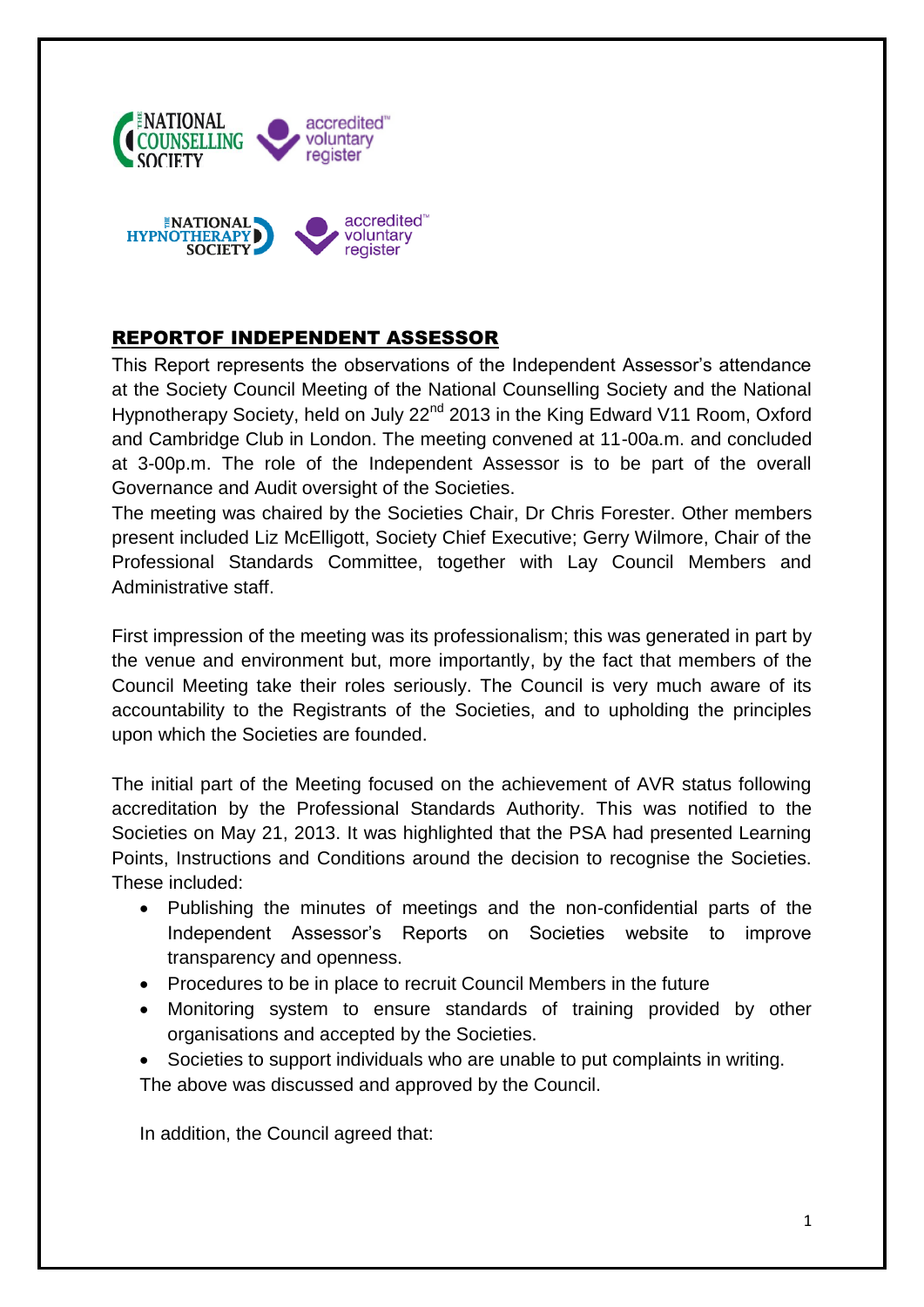## REPORTOF INDEPENDENT ASSESSOR

This Report represents the observations of the Independent Assessor's attendance at the Society Council Meeting of the National Counselling Society and the National Hypnotherapy Society, held on July 22nd 2013 in the King Edward V11 Room, Oxford and Cambridge Club in London. The meeting convened at 11-00a.m. and concluded at 3-00p.m. The role of the Independent Assessor is to be part of the overall Governance and Audit oversight of the Societies.

The meeting was chaired by the Societies Chair, Dr Chris Forester. Other members present included Liz McElligott, Society Chief Executive; Gerry Wilmore, Chair of the Professional Standards Committee, together with Lay Council Members and Administrative staff.

First impression of the meeting was its professionalism; this was generated in part by the venue and environment but, more importantly, by the fact that members of the Council Meeting take their roles seriously. The Council is very much aware of its accountability to the Registrants of the Societies, and to upholding the principles upon which the Societies are founded.

The initial part of the Meeting focused on the achievement of AVR status following accreditation by the Professional Standards Authority. This was notified to the Societies on May 21, 2013. It was highlighted that the PSA had presented Learning Points, Instructions and Conditions around the decision to recognise the Societies. These included:

- Publishing the minutes of meetings and the non-confidential parts of the Independent Assessor's Reports on Societies website to improve transparency and openness.
- Procedures to be in place to recruit Council Members in the future
- Monitoring system to ensure standards of training provided by other organisations and accepted by the Societies.
- Societies to support individuals who are unable to put complaints in writing.

The above was discussed and approved by the Council.

In addition, the Council agreed that: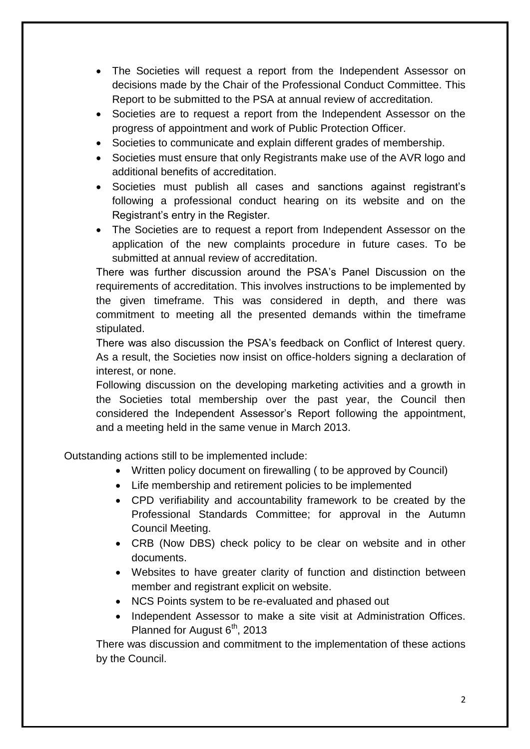- The Societies will request a report from the Independent Assessor on decisions made by the Chair of the Professional Conduct Committee. This Report to be submitted to the PSA at annual review of accreditation.
- Societies are to request a report from the Independent Assessor on the progress of appointment and work of Public Protection Officer.
- Societies to communicate and explain different grades of membership.
- Societies must ensure that only Registrants make use of the AVR logo and additional benefits of accreditation.
- Societies must publish all cases and sanctions against registrant's following a professional conduct hearing on its website and on the Registrant's entry in the Register.
- The Societies are to request a report from Independent Assessor on the application of the new complaints procedure in future cases. To be submitted at annual review of accreditation.

There was further discussion around the PSA's Panel Discussion on the requirements of accreditation. This involves instructions to be implemented by the given timeframe. This was considered in depth, and there was commitment to meeting all the presented demands within the timeframe stipulated.

There was also discussion the PSA's feedback on Conflict of Interest query. As a result, the Societies now insist on office-holders signing a declaration of interest, or none.

Following discussion on the developing marketing activities and a growth in the Societies total membership over the past year, the Council then considered the Independent Assessor's Report following the appointment, and a meeting held in the same venue in March 2013.

Outstanding actions still to be implemented include:

- Written policy document on firewalling ( to be approved by Council)
- Life membership and retirement policies to be implemented
- CPD verifiability and accountability framework to be created by the Professional Standards Committee; for approval in the Autumn Council Meeting.
- CRB (Now DBS) check policy to be clear on website and in other documents.
- Websites to have greater clarity of function and distinction between member and registrant explicit on website.
- NCS Points system to be re-evaluated and phased out
- Independent Assessor to make a site visit at Administration Offices. Planned for August 6th, 2013

There was discussion and commitment to the implementation of these actions by the Council.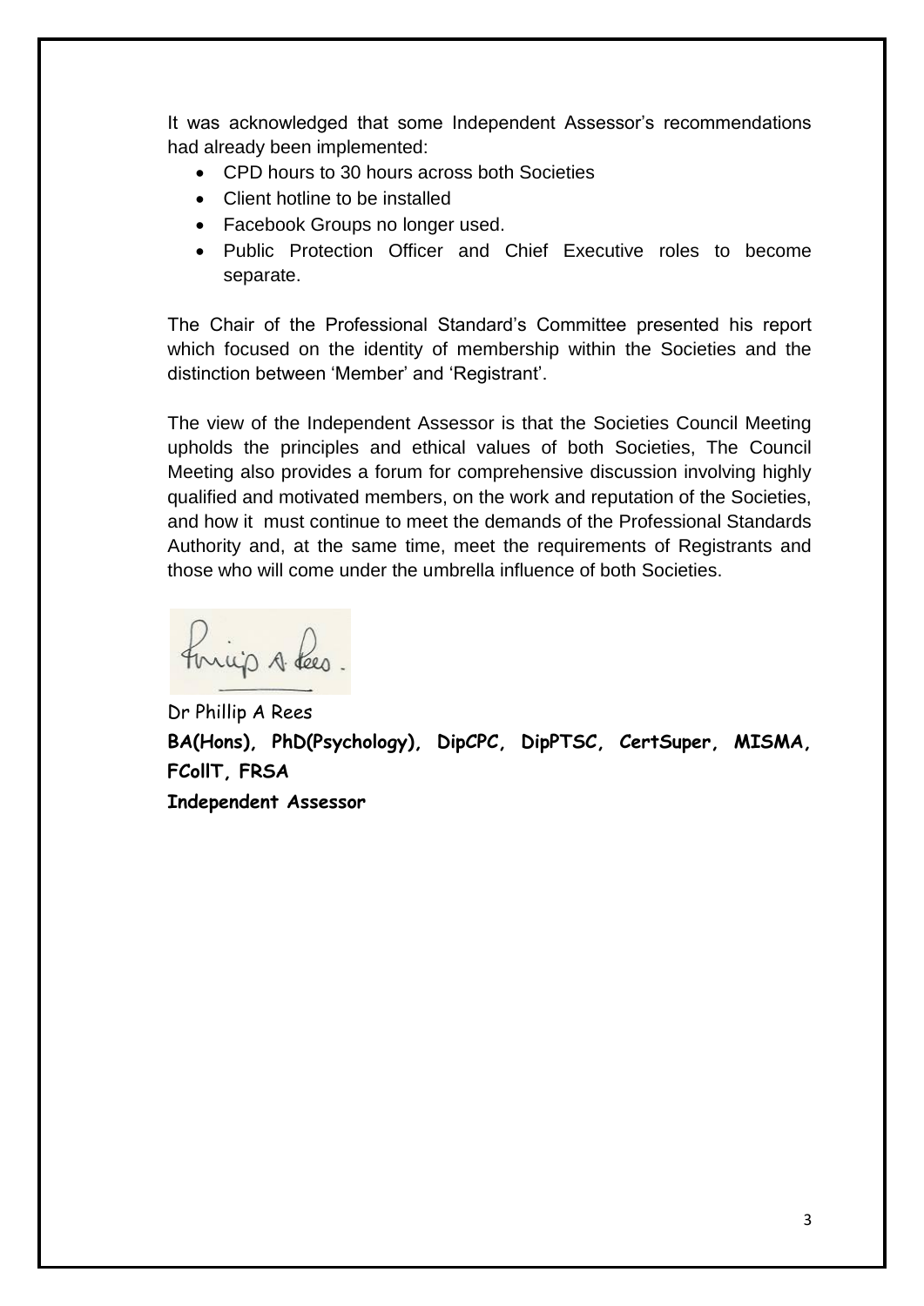It was acknowledged that some Independent Assessor's recommendations had already been implemented:

- CPD hours to 30 hours across both Societies
- Client hotline to be installed
- Facebook Groups no longer used.
- Public Protection Officer and Chief Executive roles to become separate.

The Chair of the Professional Standard's Committee presented his report which focused on the identity of membership within the Societies and the distinction between 'Member' and 'Registrant'.

The view of the Independent Assessor is that the Societies Council Meeting upholds the principles and ethical values of both Societies, The Council Meeting also provides a forum for comprehensive discussion involving highly qualified and motivated members, on the work and reputation of the Societies, and how it must continue to meet the demands of the Professional Standards Authority and, at the same time, meet the requirements of Registrants and those who will come under the umbrella influence of both Societies.

Dr Phillip A Rees
**BA(Hons), PhD(Psychology), DipCPC, DipPTSC, CertSuper, MISMA, FCollT, FRSA**
**Independent Assessor**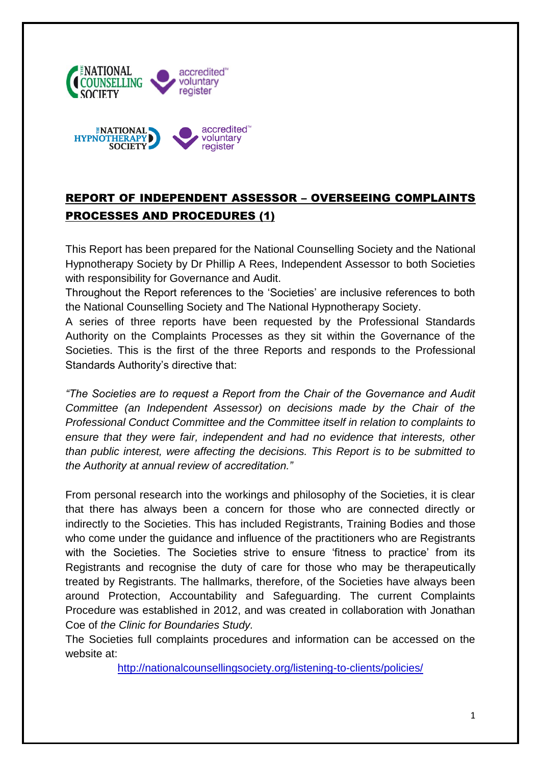## REPORT OF INDEPENDENT ASSESSOR – OVERSEEING COMPLAINTS PROCESSES AND PROCEDURES (1)

This Report has been prepared for the National Counselling Society and the National Hypnotherapy Society by Dr Phillip A Rees, Independent Assessor to both Societies with responsibility for Governance and Audit.

Throughout the Report references to the 'Societies' are inclusive references to both the National Counselling Society and The National Hypnotherapy Society.

A series of three reports have been requested by the Professional Standards Authority on the Complaints Processes as they sit within the Governance of the Societies. This is the first of the three Reports and responds to the Professional Standards Authority's directive that:

*"The Societies are to request a Report from the Chair of the Governance and Audit Committee (an Independent Assessor) on decisions made by the Chair of the Professional Conduct Committee and the Committee itself in relation to complaints to ensure that they were fair, independent and had no evidence that interests, other than public interest, were affecting the decisions. This Report is to be submitted to the Authority at annual review of accreditation."*

From personal research into the workings and philosophy of the Societies, it is clear that there has always been a concern for those who are connected directly or indirectly to the Societies. This has included Registrants, Training Bodies and those who come under the guidance and influence of the practitioners who are Registrants with the Societies. The Societies strive to ensure 'fitness to practice' from its Registrants and recognise the duty of care for those who may be therapeutically treated by Registrants. The hallmarks, therefore, of the Societies have always been around Protection, Accountability and Safeguarding. The current Complaints Procedure was established in 2012, and was created in collaboration with Jonathan Coe of *the Clinic for Boundaries Study.*

The Societies full complaints procedures and information can be accessed on the website at:

http://nationalcounsellingsociety.org/listening-to-clients/policies/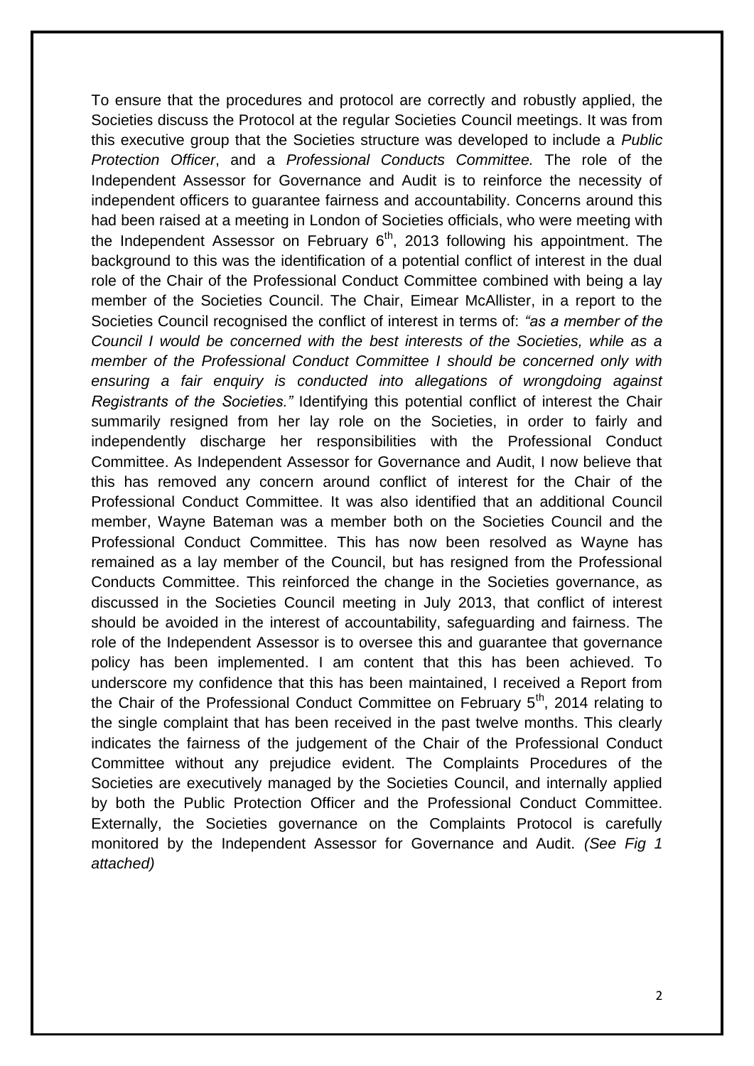To ensure that the procedures and protocol are correctly and robustly applied, the Societies discuss the Protocol at the regular Societies Council meetings. It was from this executive group that the Societies structure was developed to include a *Public Protection Officer*, and a *Professional Conducts Committee.* The role of the Independent Assessor for Governance and Audit is to reinforce the necessity of independent officers to guarantee fairness and accountability. Concerns around this had been raised at a meeting in London of Societies officials, who were meeting with the Independent Assessor on February 6th, 2013 following his appointment. The background to this was the identification of a potential conflict of interest in the dual role of the Chair of the Professional Conduct Committee combined with being a lay member of the Societies Council. The Chair, Eimear McAllister, in a report to the Societies Council recognised the conflict of interest in terms of: *"as a member of the Council I would be concerned with the best interests of the Societies, while as a member of the Professional Conduct Committee I should be concerned only with ensuring a fair enquiry is conducted into allegations of wrongdoing against Registrants of the Societies."* Identifying this potential conflict of interest the Chair summarily resigned from her lay role on the Societies, in order to fairly and independently discharge her responsibilities with the Professional Conduct Committee. As Independent Assessor for Governance and Audit, I now believe that this has removed any concern around conflict of interest for the Chair of the Professional Conduct Committee. It was also identified that an additional Council member, Wayne Bateman was a member both on the Societies Council and the Professional Conduct Committee. This has now been resolved as Wayne has remained as a lay member of the Council, but has resigned from the Professional Conducts Committee. This reinforced the change in the Societies governance, as discussed in the Societies Council meeting in July 2013, that conflict of interest should be avoided in the interest of accountability, safeguarding and fairness. The role of the Independent Assessor is to oversee this and guarantee that governance policy has been implemented. I am content that this has been achieved. To underscore my confidence that this has been maintained, I received a Report from the Chair of the Professional Conduct Committee on February 5th, 2014 relating to the single complaint that has been received in the past twelve months. This clearly indicates the fairness of the judgement of the Chair of the Professional Conduct Committee without any prejudice evident. The Complaints Procedures of the Societies are executively managed by the Societies Council, and internally applied by both the Public Protection Officer and the Professional Conduct Committee. Externally, the Societies governance on the Complaints Protocol is carefully monitored by the Independent Assessor for Governance and Audit. *(See Fig 1 attached)*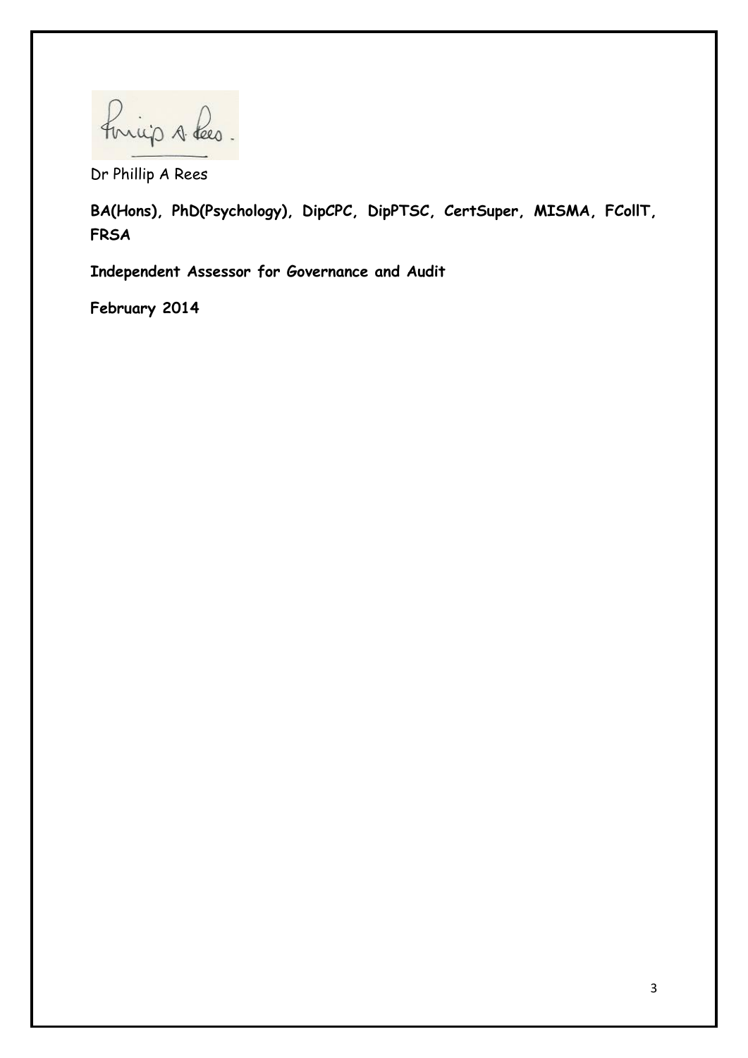Dr Phillip A Rees

**BA(Hons), PhD(Psychology), DipCPC, DipPTSC, CertSuper, MISMA, FCollT, FRSA**

**Independent Assessor for Governance and Audit**

**February 2014**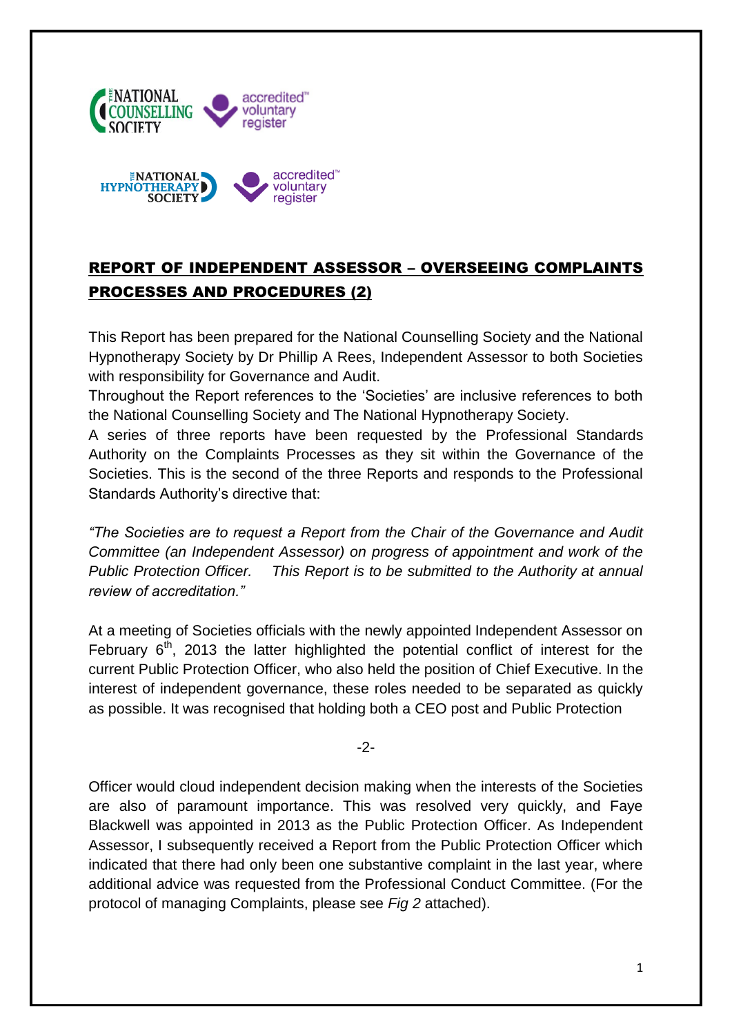## REPORT OF INDEPENDENT ASSESSOR – OVERSEEING COMPLAINTS PROCESSES AND PROCEDURES (2)

This Report has been prepared for the National Counselling Society and the National Hypnotherapy Society by Dr Phillip A Rees, Independent Assessor to both Societies with responsibility for Governance and Audit.

Throughout the Report references to the 'Societies' are inclusive references to both the National Counselling Society and The National Hypnotherapy Society.

A series of three reports have been requested by the Professional Standards Authority on the Complaints Processes as they sit within the Governance of the Societies. This is the second of the three Reports and responds to the Professional Standards Authority's directive that:

*"The Societies are to request a Report from the Chair of the Governance and Audit Committee (an Independent Assessor) on progress of appointment and work of the Public Protection Officer. This Report is to be submitted to the Authority at annual review of accreditation."*

At a meeting of Societies officials with the newly appointed Independent Assessor on February 6th, 2013 the latter highlighted the potential conflict of interest for the current Public Protection Officer, who also held the position of Chief Executive. In the interest of independent governance, these roles needed to be separated as quickly as possible. It was recognised that holding both a CEO post and Public Protection Officer would cloud independent decision making when the interests of the Societies are also of paramount importance. This was resolved very quickly, and Faye Blackwell was appointed in 2013 as the Public Protection Officer. As Independent Assessor, I subsequently received a Report from the Public Protection Officer which indicated that there had only been one substantive complaint in the last year, where additional advice was requested from the Professional Conduct Committee. (For the protocol of managing Complaints, please see *Fig 2* attached).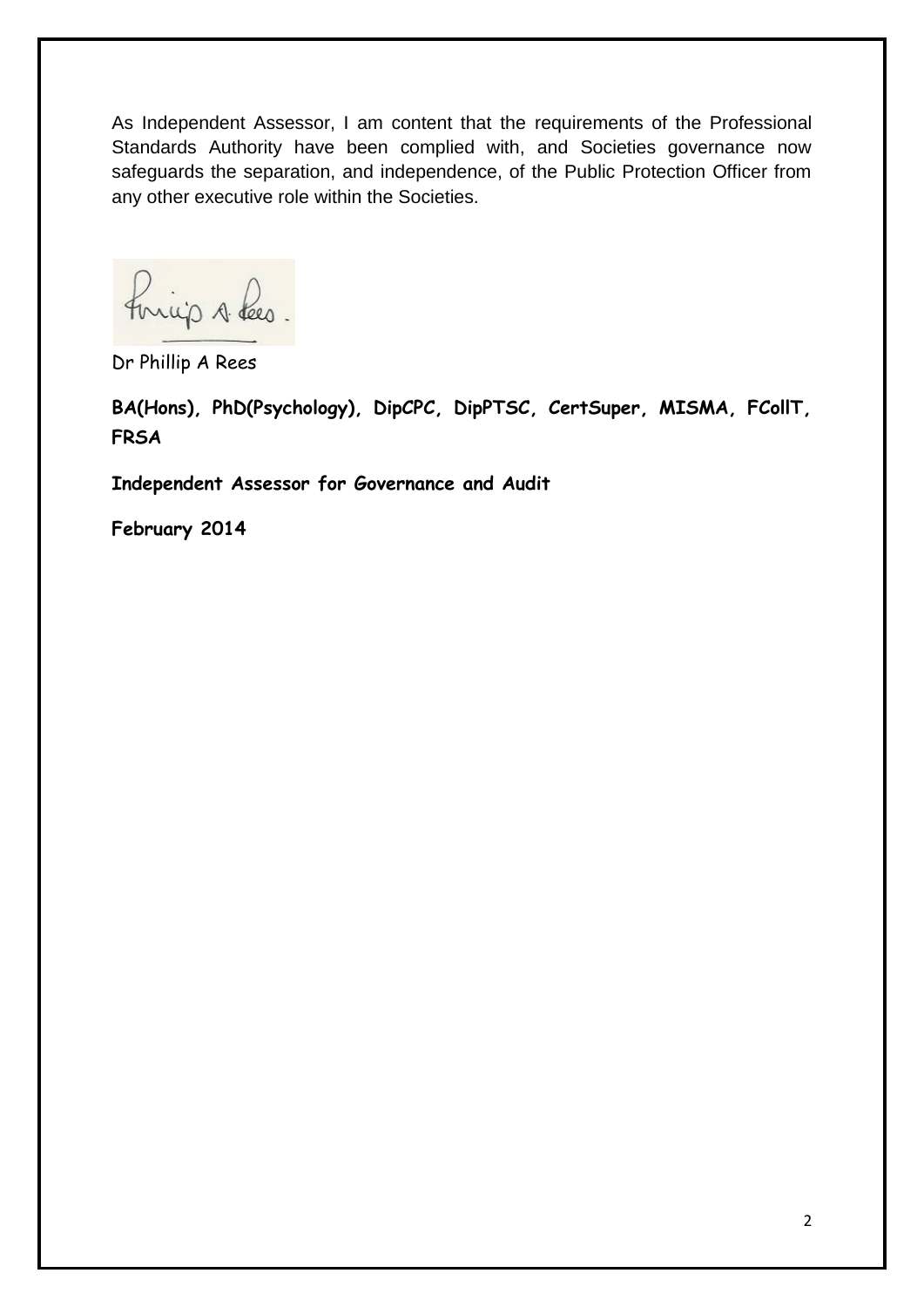As Independent Assessor, I am content that the requirements of the Professional Standards Authority have been complied with, and Societies governance now safeguards the separation, and independence, of the Public Protection Officer from any other executive role within the Societies.

Dr Phillip A Rees

**BA(Hons), PhD(Psychology), DipCPC, DipPTSC, CertSuper, MISMA, FCollT, FRSA**

**Independent Assessor for Governance and Audit**

**February 2014**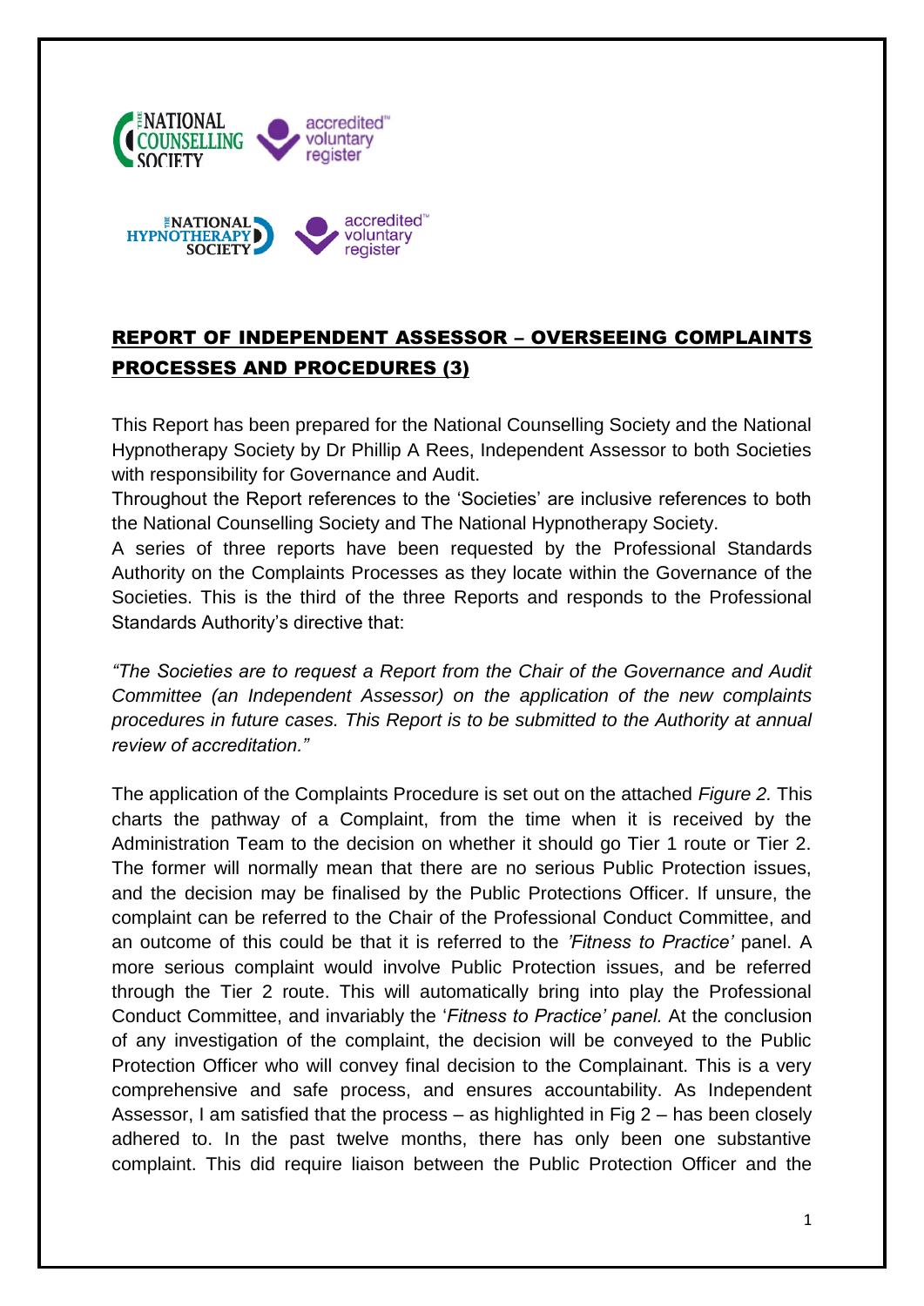## REPORT OF INDEPENDENT ASSESSOR – OVERSEEING COMPLAINTS PROCESSES AND PROCEDURES (3)

This Report has been prepared for the National Counselling Society and the National Hypnotherapy Society by Dr Phillip A Rees, Independent Assessor to both Societies with responsibility for Governance and Audit.

Throughout the Report references to the 'Societies' are inclusive references to both the National Counselling Society and The National Hypnotherapy Society.

A series of three reports have been requested by the Professional Standards Authority on the Complaints Processes as they locate within the Governance of the Societies. This is the third of the three Reports and responds to the Professional Standards Authority's directive that:

*"The Societies are to request a Report from the Chair of the Governance and Audit Committee (an Independent Assessor) on the application of the new complaints procedures in future cases. This Report is to be submitted to the Authority at annual review of accreditation."*

The application of the Complaints Procedure is set out on the attached *Figure 2.* This charts the pathway of a Complaint, from the time when it is received by the Administration Team to the decision on whether it should go Tier 1 route or Tier 2. The former will normally mean that there are no serious Public Protection issues, and the decision may be finalised by the Public Protections Officer. If unsure, the complaint can be referred to the Chair of the Professional Conduct Committee, and an outcome of this could be that it is referred to the *'Fitness to Practice'* panel. A more serious complaint would involve Public Protection issues, and be referred through the Tier 2 route. This will automatically bring into play the Professional Conduct Committee, and invariably the '*Fitness to Practice' panel.* At the conclusion of any investigation of the complaint, the decision will be conveyed to the Public Protection Officer who will convey final decision to the Complainant. This is a very comprehensive and safe process, and ensures accountability. As Independent Assessor, I am satisfied that the process – as highlighted in Fig 2 – has been closely adhered to. In the past twelve months, there has only been one substantive complaint. This did require liaison between the Public Protection Officer and the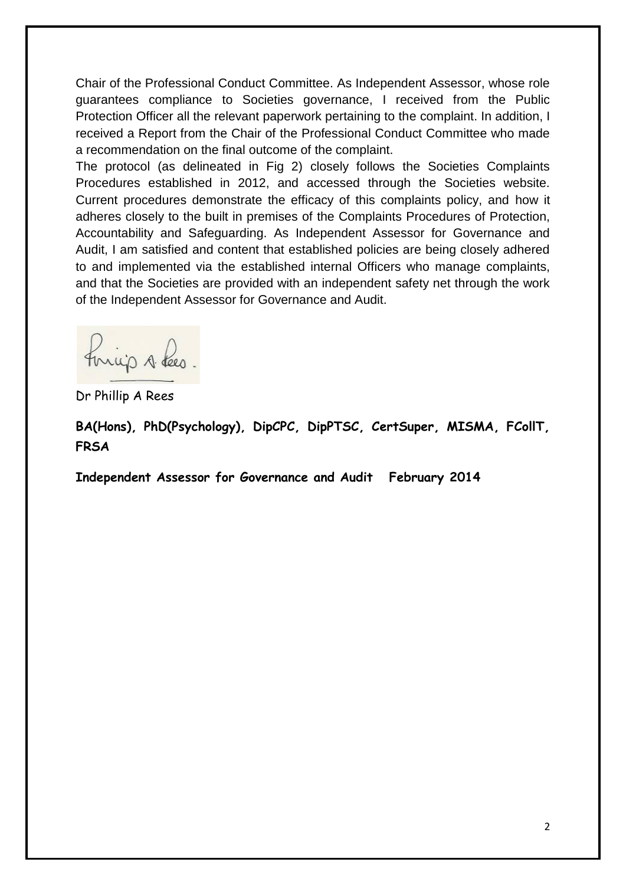Chair of the Professional Conduct Committee. As Independent Assessor, whose role guarantees compliance to Societies governance, I received from the Public Protection Officer all the relevant paperwork pertaining to the complaint. In addition, I received a Report from the Chair of the Professional Conduct Committee who made a recommendation on the final outcome of the complaint.

The protocol (as delineated in Fig 2) closely follows the Societies Complaints Procedures established in 2012, and accessed through the Societies website. Current procedures demonstrate the efficacy of this complaints policy, and how it adheres closely to the built in premises of the Complaints Procedures of Protection, Accountability and Safeguarding. As Independent Assessor for Governance and Audit, I am satisfied and content that established policies are being closely adhered to and implemented via the established internal Officers who manage complaints, and that the Societies are provided with an independent safety net through the work of the Independent Assessor for Governance and Audit.

Dr Phillip A Rees

**BA(Hons), PhD(Psychology), DipCPC, DipPTSC, CertSuper, MISMA, FCollT, FRSA**

**Independent Assessor for Governance and Audit February 2014**